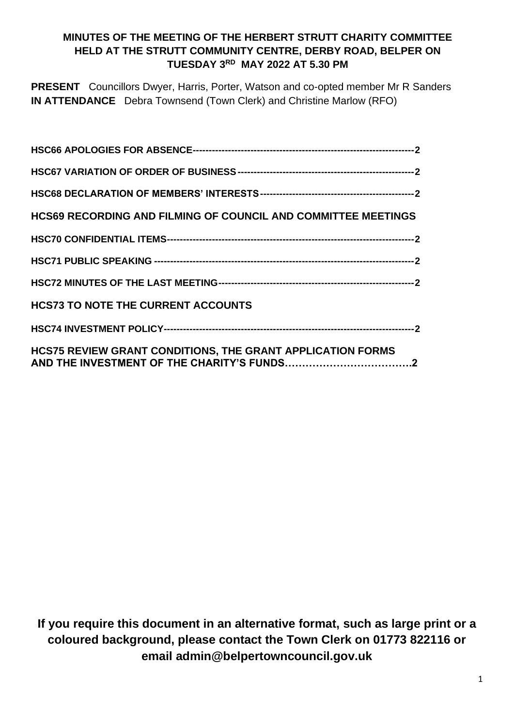**MINUTES OF THE MEETING OF THE HERBERT STRUTT CHARITY COMMITTEE HELD AT THE STRUTT COMMUNITY CENTRE, DERBY ROAD, BELPER ON TUESDAY 3RD MAY 2022 AT 5.30 PM**

**PRESENT** Councillors Dwyer, Harris, Porter, Watson and co-opted member Mr R Sanders
**IN ATTENDANCE** Debra Townsend (Town Clerk) and Christine Marlow (RFO)

**HSC66 APOLOGIES FOR ABSENCE**-------------------------------------------------------------------2

**HSC67 VARIATION OF ORDER OF BUSINESS**------------------------------------------------------2

**HSC68 DECLARATION OF MEMBERS' INTERESTS**-----------------------------------------------2

**HCS69 RECORDING AND FILMING OF COUNCIL AND COMMITTEE MEETINGS**

**HSC70 CONFIDENTIAL ITEMS**--------------------------------------------------------------------------2

**HSC71 PUBLIC SPEAKING** ------------------------------------------------------------------------------2

**HSC72 MINUTES OF THE LAST MEETING**-----------------------------------------------------------2

**HCS73 TO NOTE THE CURRENT ACCOUNTS**

**HSC74 INVESTMENT POLICY**---------------------------------------------------------------------------2

**HCS75 REVIEW GRANT CONDITIONS, THE GRANT APPLICATION FORMS AND THE INVESTMENT OF THE CHARITY'S FUNDS……………………………….2**

**If you require this document in an alternative format, such as large print or a coloured background, please contact the Town Clerk on 01773 822116 or email admin@belpertowncouncil.gov.uk**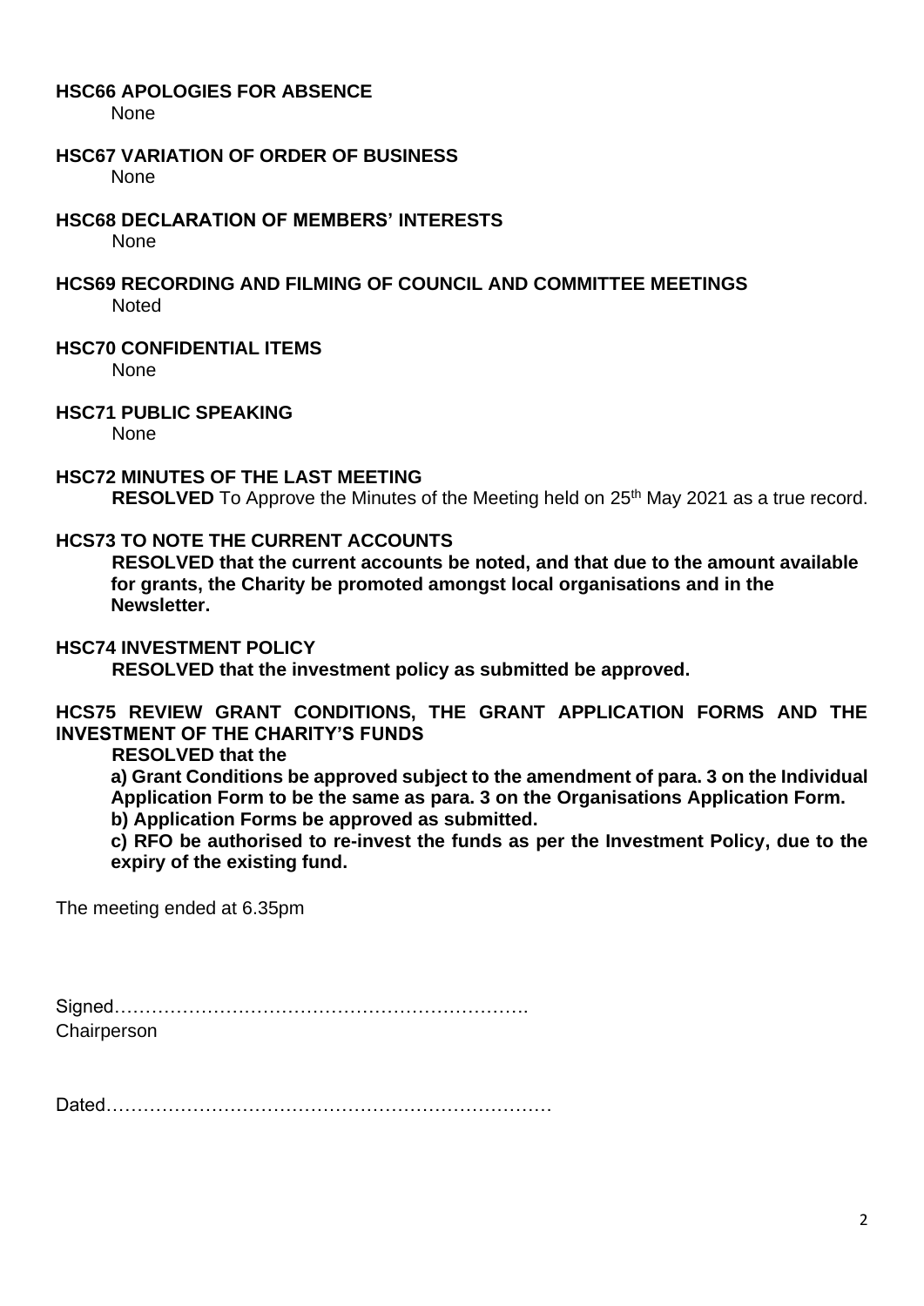**HSC66 APOLOGIES FOR ABSENCE**

None

**HSC67 VARIATION OF ORDER OF BUSINESS**

None

**HSC68 DECLARATION OF MEMBERS' INTERESTS**

None

**HCS69 RECORDING AND FILMING OF COUNCIL AND COMMITTEE MEETINGS**

Noted

**HSC70 CONFIDENTIAL ITEMS**

None

**HSC71 PUBLIC SPEAKING**

None

**HSC72 MINUTES OF THE LAST MEETING**

**RESOLVED** To Approve the Minutes of the Meeting held on 25th May 2021 as a true record.

**HCS73 TO NOTE THE CURRENT ACCOUNTS**

**RESOLVED that the current accounts be noted, and that due to the amount available for grants, the Charity be promoted amongst local organisations and in the Newsletter.**

**HSC74 INVESTMENT POLICY**

**RESOLVED that the investment policy as submitted be approved.**

**HCS75 REVIEW GRANT CONDITIONS, THE GRANT APPLICATION FORMS AND THE INVESTMENT OF THE CHARITY'S FUNDS**

**RESOLVED that the**

**a) Grant Conditions be approved subject to the amendment of para. 3 on the Individual Application Form to be the same as para. 3 on the Organisations Application Form.**

**b) Application Forms be approved as submitted.**

**c) RFO be authorised to re-invest the funds as per the Investment Policy, due to the expiry of the existing fund.**

The meeting ended at 6.35pm

Signed…………………………………………………………

Chairperson

Dated………………………………………………………………